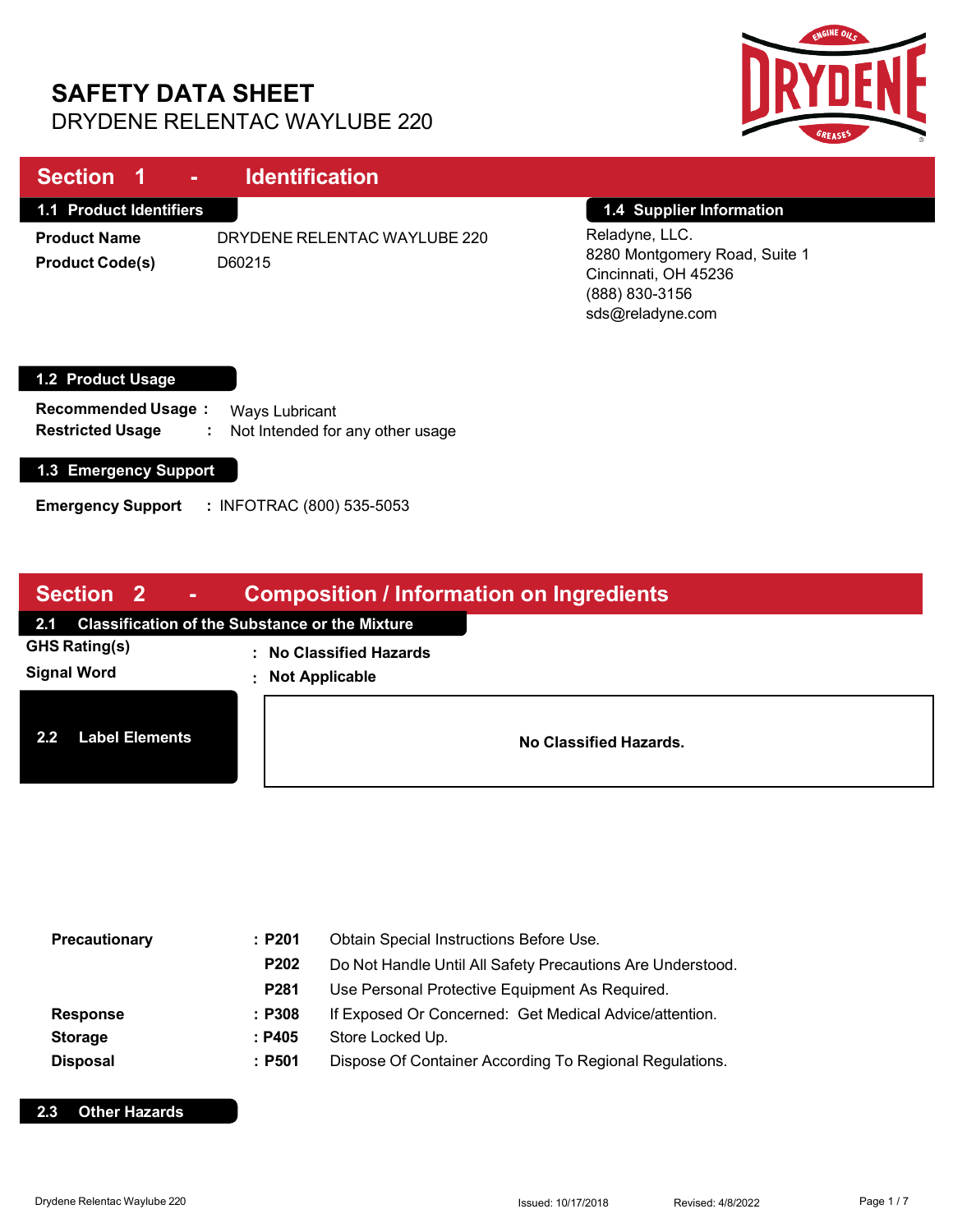# SAFETY DATA SHEET

DRYDENE RELENTAC WAYLUBE 220

## Section 1 - Identification

### 1.1 Product Identifiers

**Product Name** DRYDENE RELENTAC WAYLUBE 220

**Product Code(s)** D60215

### 1.4 Supplier Information

Reladyne, LLC.
8280 Montgomery Road, Suite 1
Cincinnati, OH 45236
(888) 830-3156
sds@reladyne.com

### 1.2 Product Usage

**Recommended Usage :** Ways Lubricant

**Restricted Usage :** Not Intended for any other usage

### 1.3 Emergency Support

**Emergency Support :** INFOTRAC (800) 535-5053

## Section 2 - Composition / Information on Ingredients

### 2.1 Classification of the Substance or the Mixture

**GHS Rating(s)** : **No Classified Hazards**

**Signal Word** : **Not Applicable**

### 2.2 Label Elements

**No Classified Hazards.**

| | | |
|---|---|---|
| **Precautionary** | : **P201** | Obtain Special Instructions Before Use. |
| | **P202** | Do Not Handle Until All Safety Precautions Are Understood. |
| | **P281** | Use Personal Protective Equipment As Required. |
| **Response** | : **P308** | If Exposed Or Concerned: Get Medical Advice/attention. |
| **Storage** | : **P405** | Store Locked Up. |
| **Disposal** | : **P501** | Dispose Of Container According To Regional Regulations. |

### 2.3 Other Hazards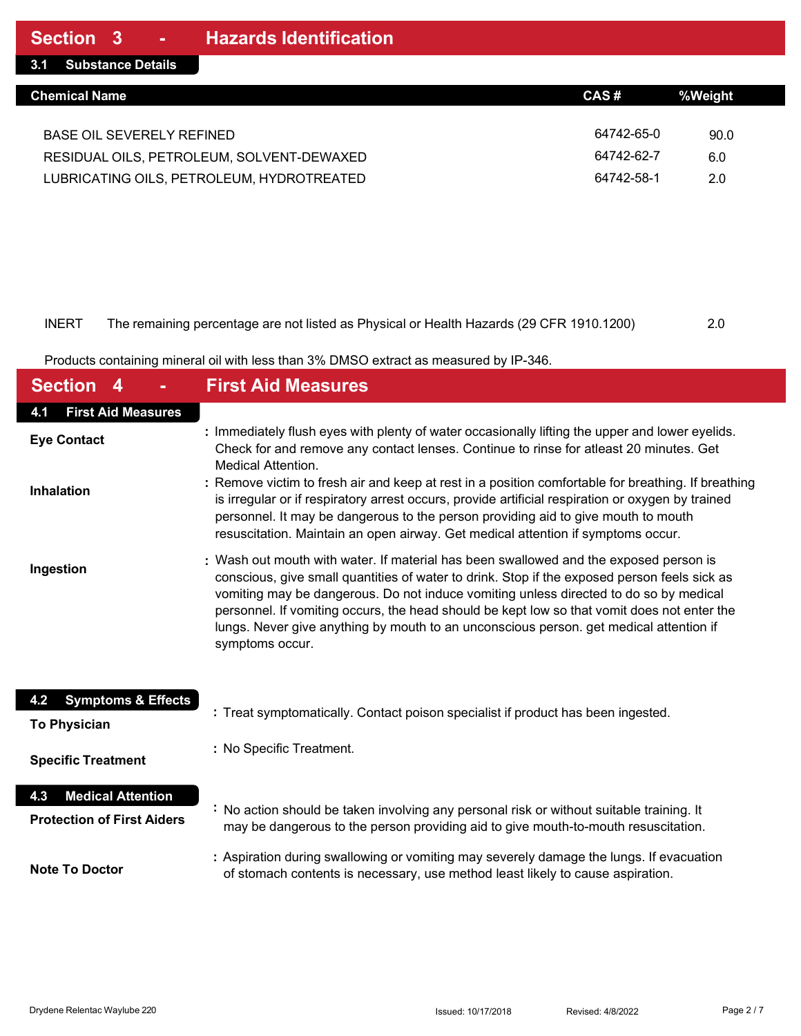## Section 3 - Hazards Identification

### 3.1 Substance Details

| Chemical Name | CAS # | %Weight |
|---|---|---|
| BASE OIL SEVERELY REFINED | 64742-65-0 | 90.0 |
| RESIDUAL OILS, PETROLEUM, SOLVENT-DEWAXED | 64742-62-7 | 6.0 |
| LUBRICATING OILS, PETROLEUM, HYDROTREATED | 64742-58-1 | 2.0 |

| INERT | The remaining percentage are not listed as Physical or Health Hazards (29 CFR 1910.1200) | 2.0 |
|---|---|---|

Products containing mineral oil with less than 3% DMSO extract as measured by IP-346.

## Section 4 - First Aid Measures

### 4.1 First Aid Measures

**Eye Contact** : Immediately flush eyes with plenty of water occasionally lifting the upper and lower eyelids. Check for and remove any contact lenses. Continue to rinse for atleast 20 minutes. Get Medical Attention.

**Inhalation** : Remove victim to fresh air and keep at rest in a position comfortable for breathing. If breathing is irregular or if respiratory arrest occurs, provide artificial respiration or oxygen by trained personnel. It may be dangerous to the person providing aid to give mouth to mouth resuscitation. Maintain an open airway. Get medical attention if symptoms occur.

**Ingestion** : Wash out mouth with water. If material has been swallowed and the exposed person is conscious, give small quantities of water to drink. Stop if the exposed person feels sick as vomiting may be dangerous. Do not induce vomiting unless directed to do so by medical personnel. If vomiting occurs, the head should be kept low so that vomit does not enter the lungs. Never give anything by mouth to an unconscious person. get medical attention if symptoms occur.

### 4.2 Symptoms & Effects

**To Physician** : Treat symptomatically. Contact poison specialist if product has been ingested.

**Specific Treatment** : No Specific Treatment.

### 4.3 Medical Attention

**Protection of First Aiders** : No action should be taken involving any personal risk or without suitable training. It may be dangerous to the person providing aid to give mouth-to-mouth resuscitation.

**Note To Doctor** : Aspiration during swallowing or vomiting may severely damage the lungs. If evacuation of stomach contents is necessary, use method least likely to cause aspiration.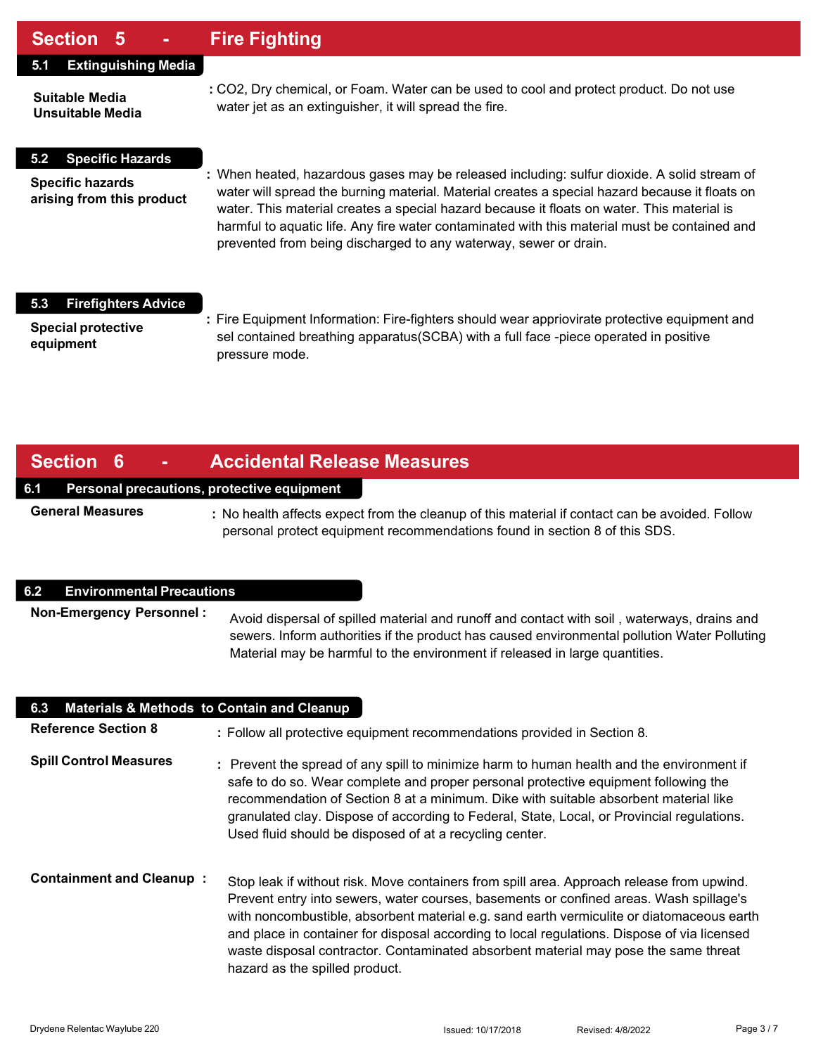## Section 5 - Fire Fighting

### 5.1 Extinguishing Media

**Suitable Media**
**Unsuitable Media**

: $CO_2$, Dry chemical, or Foam. Water can be used to cool and protect product. Do not use water jet as an extinguisher, it will spread the fire.

### 5.2 Specific Hazards

**Specific hazards arising from this product**

: When heated, hazardous gases may be released including: sulfur dioxide. A solid stream of water will spread the burning material. Material creates a special hazard because it floats on water. This material creates a special hazard because it floats on water. This material is harmful to aquatic life. Any fire water contaminated with this material must be contained and prevented from being discharged to any waterway, sewer or drain.

### 5.3 Firefighters Advice

**Special protective equipment**

: Fire Equipment Information: Fire-fighters should wear appriovirate protective equipment and sel contained breathing apparatus(SCBA) with a full face -piece operated in positive pressure mode.

## Section 6 - Accidental Release Measures

### 6.1 Personal precautions, protective equipment

**General Measures**

: No health affects expect from the cleanup of this material if contact can be avoided. Follow personal protect equipment recommendations found in section 8 of this SDS.

### 6.2 Environmental Precautions

**Non-Emergency Personnel :**

Avoid dispersal of spilled material and runoff and contact with soil , waterways, drains and sewers. Inform authorities if the product has caused environmental pollution Water Polluting Material may be harmful to the environment if released in large quantities.

### 6.3 Materials & Methods to Contain and Cleanup

**Reference Section 8**

: Follow all protective equipment recommendations provided in Section 8.

**Spill Control Measures**

: Prevent the spread of any spill to minimize harm to human health and the environment if safe to do so. Wear complete and proper personal protective equipment following the recommendation of Section 8 at a minimum. Dike with suitable absorbent material like granulated clay. Dispose of according to Federal, State, Local, or Provincial regulations. Used fluid should be disposed of at a recycling center.

**Containment and Cleanup :**

Stop leak if without risk. Move containers from spill area. Approach release from upwind. Prevent entry into sewers, water courses, basements or confined areas. Wash spillage's with noncombustible, absorbent material e.g. sand earth vermiculite or diatomaceous earth and place in container for disposal according to local regulations. Dispose of via licensed waste disposal contractor. Contaminated absorbent material may pose the same threat hazard as the spilled product.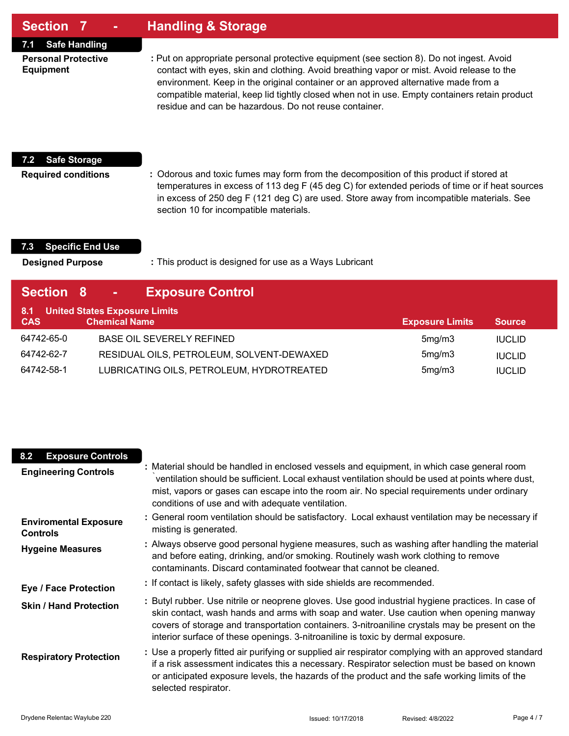## Section 7 - Handling & Storage

### 7.1 Safe Handling

**Personal Protective Equipment** : Put on appropriate personal protective equipment (see section 8). Do not ingest. Avoid contact with eyes, skin and clothing. Avoid breathing vapor or mist. Avoid release to the environment. Keep in the original container or an approved alternative made from a compatible material, keep lid tightly closed when not in use. Empty containers retain product residue and can be hazardous. Do not reuse container.

### 7.2 Safe Storage

**Required conditions** : Odorous and toxic fumes may form from the decomposition of this product if stored at temperatures in excess of 113 deg F (45 deg C) for extended periods of time or if heat sources in excess of 250 deg F (121 deg C) are used. Store away from incompatible materials. See section 10 for incompatible materials.

### 7.3 Specific End Use

**Designed Purpose** : This product is designed for use as a Ways Lubricant

## Section 8 - Exposure Control

### 8.1 United States Exposure Limits

| CAS | Chemical Name | Exposure Limits | Source |
|---|---|---|---|
| 64742-65-0 | BASE OIL SEVERELY REFINED | 5mg/m3 | IUCLID |
| 64742-62-7 | RESIDUAL OILS, PETROLEUM, SOLVENT-DEWAXED | 5mg/m3 | IUCLID |
| 64742-58-1 | LUBRICATING OILS, PETROLEUM, HYDROTREATED | 5mg/m3 | IUCLID |

### 8.2 Exposure Controls

**Engineering Controls** : Material should be handled in enclosed vessels and equipment, in which case general room `ventilation should be sufficient. Local exhaust ventilation should be used at points where dust, mist, vapors or gases can escape into the room air. No special requirements under ordinary conditions of use and with adequate ventilation.

**Enviromental Exposure Controls** : General room ventilation should be satisfactory. Local exhaust ventilation may be necessary if misting is generated.

**Hygeine Measures** : Always observe good personal hygiene measures, such as washing after handling the material and before eating, drinking, and/or smoking. Routinely wash work clothing to remove contaminants. Discard contaminated footwear that cannot be cleaned.

**Eye / Face Protection** : If contact is likely, safety glasses with side shields are recommended.

**Skin / Hand Protection** : Butyl rubber. Use nitrile or neoprene gloves. Use good industrial hygiene practices. In case of skin contact, wash hands and arms with soap and water. Use caution when opening manway covers of storage and transportation containers. 3-nitroaniline crystals may be present on the interior surface of these openings. 3-nitroaniline is toxic by dermal exposure.

**Respiratory Protection** : Use a properly fitted air purifying or supplied air respirator complying with an approved standard if a risk assessment indicates this a necessary. Respirator selection must be based on known or anticipated exposure levels, the hazards of the product and the safe working limits of the selected respirator.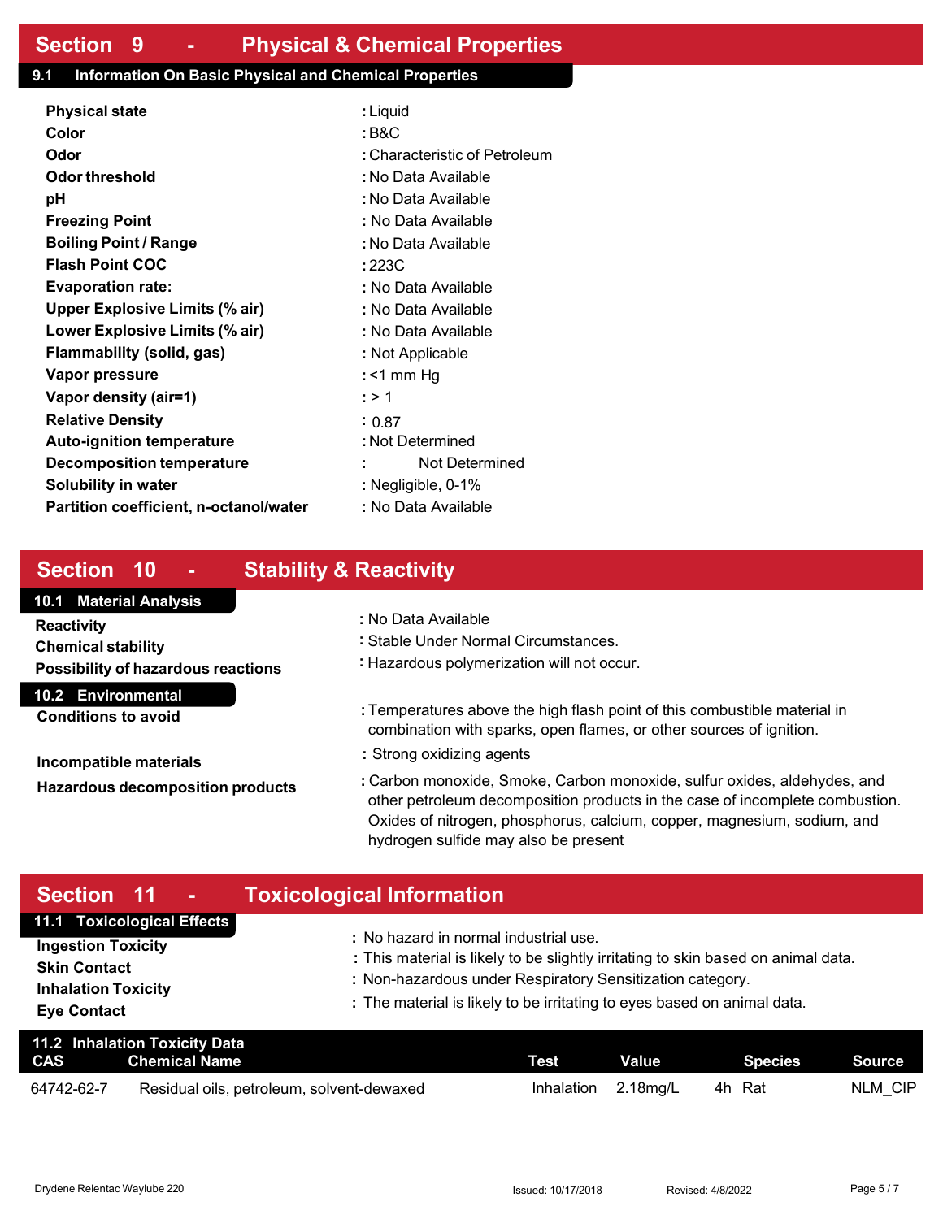## Section 9 - Physical & Chemical Properties

### 9.1 Information On Basic Physical and Chemical Properties

| | |
|---|---|
| **Physical state** | : Liquid |
| **Color** | : B&C |
| **Odor** | : Characteristic of Petroleum |
| **Odor threshold** | : No Data Available |
| **pH** | : No Data Available |
| **Freezing Point** | : No Data Available |
| **Boiling Point / Range** | : No Data Available |
| **Flash Point COC** | : 223C |
| **Evaporation rate:** | : No Data Available |
| **Upper Explosive Limits (% air)** | : No Data Available |
| **Lower Explosive Limits (% air)** | : No Data Available |
| **Flammability (solid, gas)** | : Not Applicable |
| **Vapor pressure** | : <1 mm Hg |
| **Vapor density (air=1)** | : > 1 |
| **Relative Density** | : 0.87 |
| **Auto-ignition temperature** | : Not Determined |
| **Decomposition temperature** | : Not Determined |
| **Solubility in water** | : Negligible, 0-1% |
| **Partition coefficient, n-octanol/water** | : No Data Available |

## Section 10 - Stability & Reactivity

### 10.1 Material Analysis

| | |
|---|---|
| **Reactivity** | : No Data Available |
| **Chemical stability** | : Stable Under Normal Circumstances. |
| **Possibility of hazardous reactions** | : Hazardous polymerization will not occur. |

### 10.2 Environmental

| | |
|---|---|
| **Conditions to avoid** | : Temperatures above the high flash point of this combustible material in combination with sparks, open flames, or other sources of ignition. |
| **Incompatible materials** | : Strong oxidizing agents |
| **Hazardous decomposition products** | : Carbon monoxide, Smoke, Carbon monoxide, sulfur oxides, aldehydes, and other petroleum decomposition products in the case of incomplete combustion. Oxides of nitrogen, phosphorus, calcium, copper, magnesium, sodium, and hydrogen sulfide may also be present |

## Section 11 - Toxicological Information

### 11.1 Toxicological Effects

| | |
|---|---|
| **Ingestion Toxicity** | : No hazard in normal industrial use. |
| **Skin Contact** | : This material is likely to be slightly irritating to skin based on animal data. |
| **Inhalation Toxicity** | : Non-hazardous under Respiratory Sensitization category. |
| **Eye Contact** | : The material is likely to be irritating to eyes based on animal data. |

### 11.2 Inhalation Toxicity Data

| CAS | Chemical Name | Test | Value | Species | Source |
|---|---|---|---|---|---|
| 64742-62-7 | Residual oils, petroleum, solvent-dewaxed | Inhalation | 2.18mg/L | 4h Rat | NLM_CIP |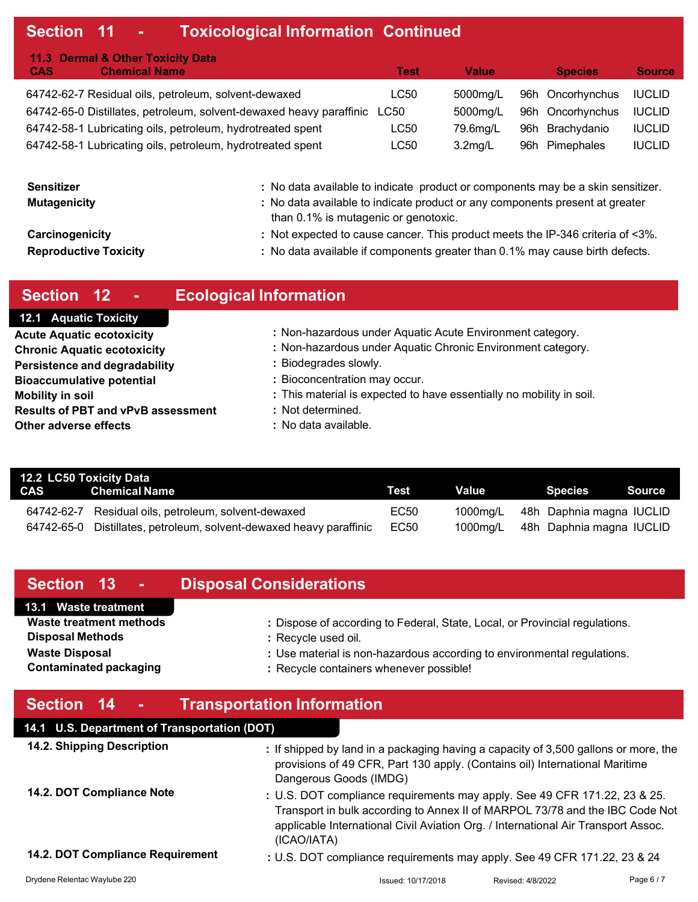## Section 11 - Toxicological Information Continued

### 11.3 Dermal & Other Toxicity Data

| CAS | Chemical Name | Test | Value | Species | Source |
|---|---|---|---|---|---|
| 64742-62-7 | Residual oils, petroleum, solvent-dewaxed | LC50 | 5000mg/L | 96h Oncorhynchus | IUCLID |
| 64742-65-0 | Distillates, petroleum, solvent-dewaxed heavy paraffinic | LC50 | 5000mg/L | 96h Oncorhynchus | IUCLID |
| 64742-58-1 | Lubricating oils, petroleum, hydrotreated spent | LC50 | 79.6mg/L | 96h Brachydanio | IUCLID |
| 64742-58-1 | Lubricating oils, petroleum, hydrotreated spent | LC50 | 3.2mg/L | 96h Pimephales | IUCLID |

**Sensitizer** : No data available to indicate product or components may be a skin sensitizer.

**Mutagenicity** : No data available to indicate product or any components present at greater than 0.1% is mutagenic or genotoxic.

**Carcinogenicity** : Not expected to cause cancer. This product meets the IP-346 criteria of <3%.

**Reproductive Toxicity** : No data available if components greater than 0.1% may cause birth defects.

## Section 12 - Ecological Information

### 12.1 Aquatic Toxicity

**Acute Aquatic ecotoxicity** : Non-hazardous under Aquatic Acute Environment category.

**Chronic Aquatic ecotoxicity** : Non-hazardous under Aquatic Chronic Environment category.

**Persistence and degradability** : Biodegrades slowly.

**Bioaccumulative potential** : Bioconcentration may occur.

**Mobility in soil** : This material is expected to have essentially no mobility in soil.

**Results of PBT and vPvB assessment** : Not determined.

**Other adverse effects** : No data available.

### 12.2 LC50 Toxicity Data

| CAS | Chemical Name | Test | Value | Species | Source |
|---|---|---|---|---|---|
| 64742-62-7 | Residual oils, petroleum, solvent-dewaxed | EC50 | 1000mg/L | 48h Daphnia magna | IUCLID |
| 64742-65-0 | Distillates, petroleum, solvent-dewaxed heavy paraffinic | EC50 | 1000mg/L | 48h Daphnia magna | IUCLID |

## Section 13 - Disposal Considerations

### 13.1 Waste treatment

**Waste treatment methods** : Dispose of according to Federal, State, Local, or Provincial regulations.

**Disposal Methods** : Recycle used oil.

**Waste Disposal** : Use material is non-hazardous according to environmental regulations.

**Contaminated packaging** : Recycle containers whenever possible!

## Section 14 - Transportation Information

### 14.1 U.S. Department of Transportation (DOT)

**14.2. Shipping Description** : If shipped by land in a packaging having a capacity of 3,500 gallons or more, the provisions of 49 CFR, Part 130 apply. (Contains oil) International Maritime Dangerous Goods (IMDG)

**14.2. DOT Compliance Note** : U.S. DOT compliance requirements may apply. See 49 CFR 171.22, 23 & 25. Transport in bulk according to Annex II of MARPOL 73/78 and the IBC Code Not applicable International Civil Aviation Org. / International Air Transport Assoc. (ICAO/IATA)

**14.2. DOT Compliance Requirement** : U.S. DOT compliance requirements may apply. See 49 CFR 171.22, 23 & 24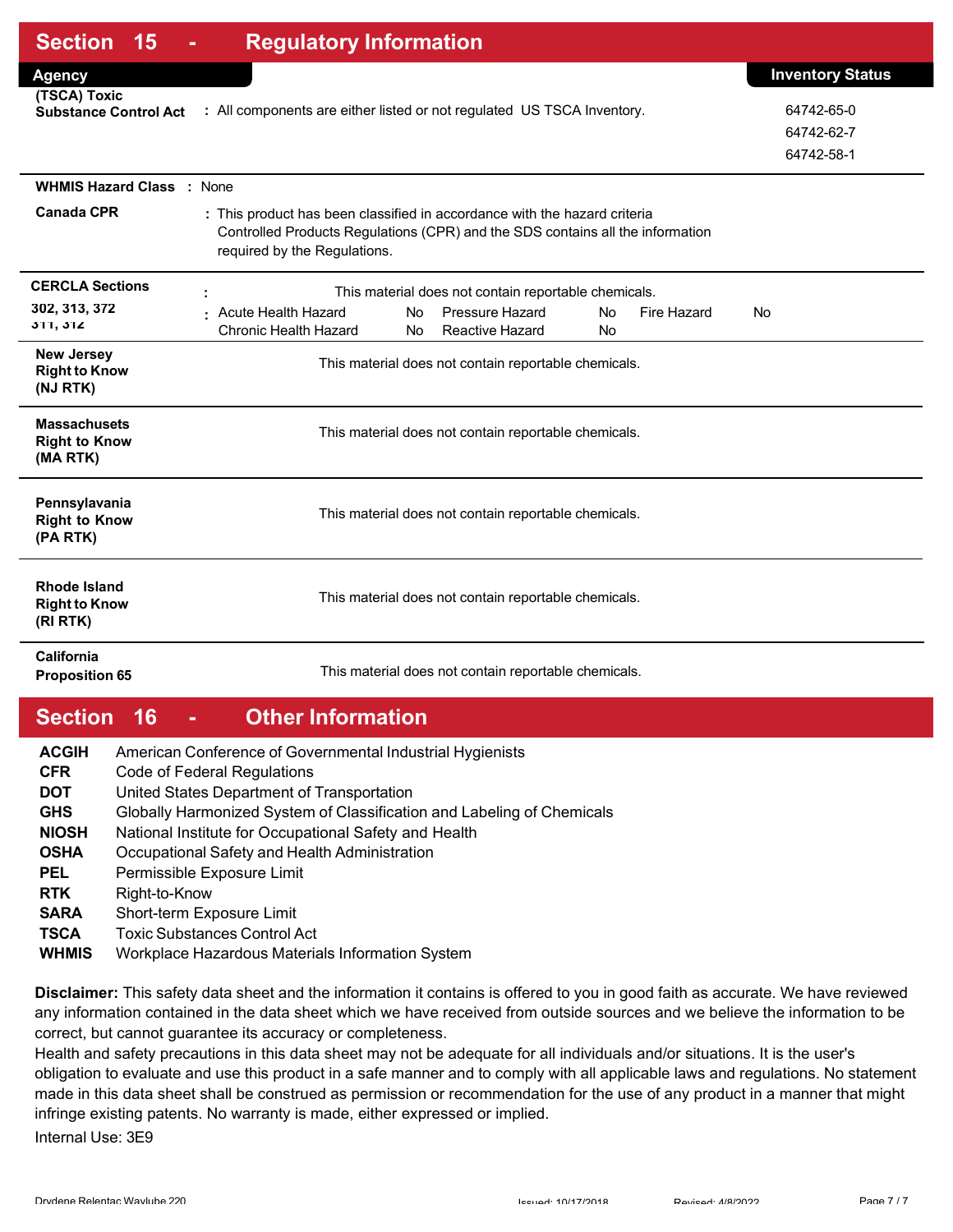## Section 15 - Regulatory Information

| Agency | | Inventory Status |
|---|---|---|
| (TSCA) Toxic Substance Control Act | : All components are either listed or not regulated US TSCA Inventory. | 64742-65-0<br>64742-62-7<br>64742-58-1 |

**WHMIS Hazard Class** : None

**Canada CPR** : This product has been classified in accordance with the hazard criteria Controlled Products Regulations (CPR) and the SDS contains all the information required by the Regulations.

**CERCLA Sections 302, 313, 372** : This material does not contain reportable chemicals.

**311, 312** :

| | | | | | |
|---|---|---|---|---|---|
| Acute Health Hazard | No | Pressure Hazard | No | Fire Hazard | No |
| Chronic Health Hazard | No | Reactive Hazard | No | | |

**New Jersey Right to Know (NJ RTK)** This material does not contain reportable chemicals.

**Massachusets Right to Know (MA RTK)** This material does not contain reportable chemicals.

**Pennsylavania Right to Know (PA RTK)** This material does not contain reportable chemicals.

**Rhode Island Right to Know (RI RTK)** This material does not contain reportable chemicals.

**California Proposition 65** This material does not contain reportable chemicals.

## Section 16 - Other Information

| | |
|---|---|
| **ACGIH** | American Conference of Governmental Industrial Hygienists |
| **CFR** | Code of Federal Regulations |
| **DOT** | United States Department of Transportation |
| **GHS** | Globally Harmonized System of Classification and Labeling of Chemicals |
| **NIOSH** | National Institute for Occupational Safety and Health |
| **OSHA** | Occupational Safety and Health Administration |
| **PEL** | Permissible Exposure Limit |
| **RTK** | Right-to-Know |
| **SARA** | Short-term Exposure Limit |
| **TSCA** | Toxic Substances Control Act |
| **WHMIS** | Workplace Hazardous Materials Information System |

**Disclaimer:** This safety data sheet and the information it contains is offered to you in good faith as accurate. We have reviewed any information contained in the data sheet which we have received from outside sources and we believe the information to be correct, but cannot guarantee its accuracy or completeness.
Health and safety precautions in this data sheet may not be adequate for all individuals and/or situations. It is the user's obligation to evaluate and use this product in a safe manner and to comply with all applicable laws and regulations. No statement made in this data sheet shall be construed as permission or recommendation for the use of any product in a manner that might infringe existing patents. No warranty is made, either expressed or implied.

Internal Use: 3E9